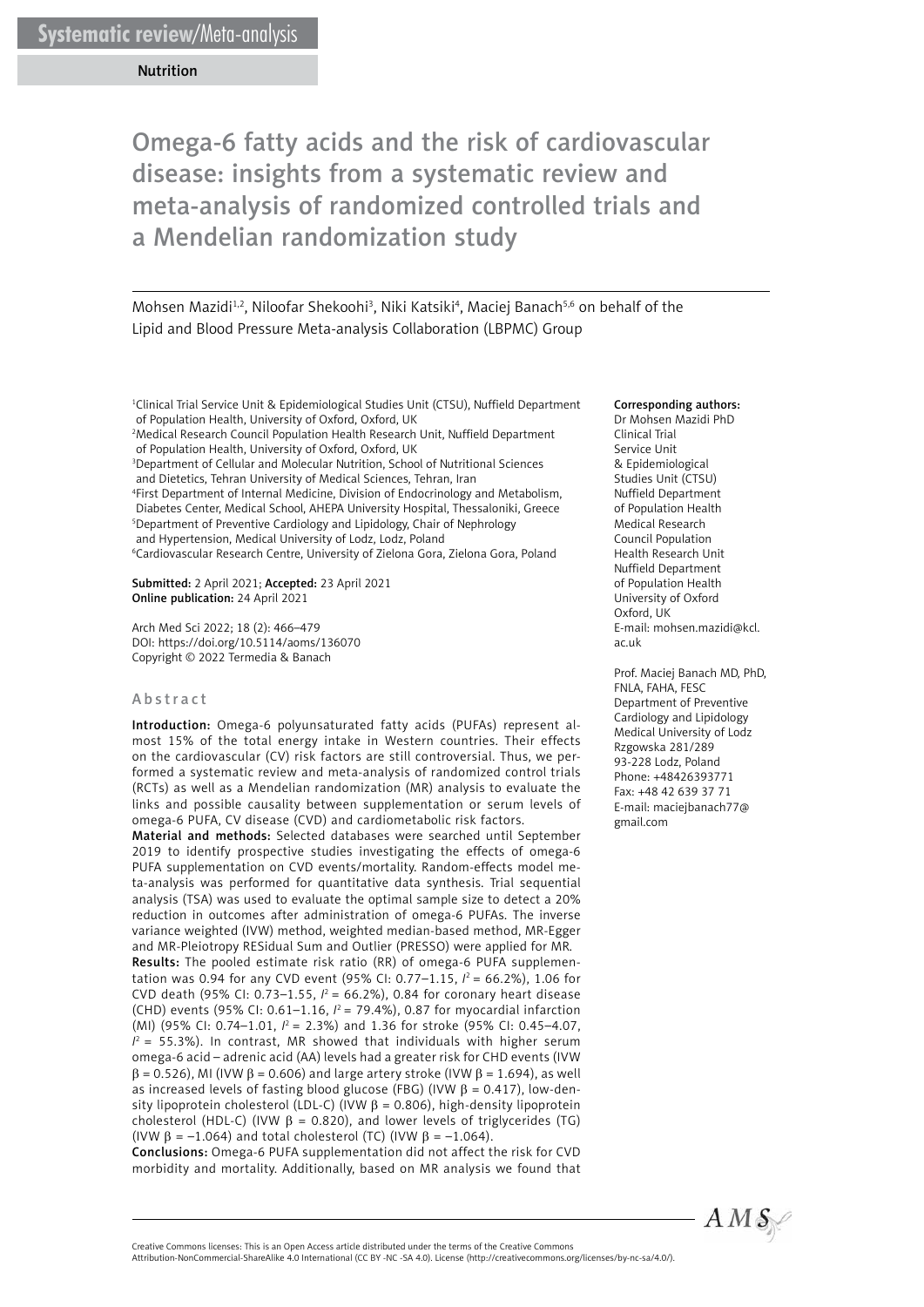Systematic review/Meta-analysis

Nutrition

# Omega-6 fatty acids and the risk of cardiovascular disease: insights from a systematic review and meta-analysis of randomized controlled trials and a Mendelian randomization study

Mohsen Mazidi[1,2], Niloofar Shekoohi[3], Niki Katsiki[4], Maciej Banach[5,6] on behalf of the Lipid and Blood Pressure Meta-analysis Collaboration (LBPMC) Group

[1]Clinical Trial Service Unit & Epidemiological Studies Unit (CTSU), Nuffield Department of Population Health, University of Oxford, Oxford, UK
[2]Medical Research Council Population Health Research Unit, Nuffield Department of Population Health, University of Oxford, Oxford, UK
[3]Department of Cellular and Molecular Nutrition, School of Nutritional Sciences and Dietetics, Tehran University of Medical Sciences, Tehran, Iran
[4]First Department of Internal Medicine, Division of Endocrinology and Metabolism, Diabetes Center, Medical School, AHEPA University Hospital, Thessaloniki, Greece
[5]Department of Preventive Cardiology and Lipidology, Chair of Nephrology and Hypertension, Medical University of Lodz, Lodz, Poland
[6]Cardiovascular Research Centre, University of Zielona Gora, Zielona Gora, Poland

**Submitted:** 2 April 2021; **Accepted:** 23 April 2021
**Online publication:** 24 April 2021

Arch Med Sci 2022; 18 (2): 466–479
DOI: https://doi.org/10.5114/aoms/136070
Copyright © 2022 Termedia & Banach

**Corresponding authors:**
Dr Mohsen Mazidi PhD
Clinical Trial Service Unit & Epidemiological Studies Unit (CTSU)
Nuffield Department of Population Health
Medical Research Council Population Health Research Unit
Nuffield Department of Population Health
University of Oxford
Oxford, UK
E-mail: mohsen.mazidi@kcl.ac.uk

Prof. Maciej Banach MD, PhD, FNLA, FAHA, FESC
Department of Preventive Cardiology and Lipidology
Medical University of Lodz
Rzgowska 281/289
93-228 Lodz, Poland
Phone: +48426393771
Fax: +48 42 639 37 71
E-mail: maciejbanach77@gmail.com

## Abstract

**Introduction:** Omega-6 polyunsaturated fatty acids (PUFAs) represent almost 15% of the total energy intake in Western countries. Their effects on the cardiovascular (CV) risk factors are still controversial. Thus, we performed a systematic review and meta-analysis of randomized control trials (RCTs) as well as a Mendelian randomization (MR) analysis to evaluate the links and possible causality between supplementation or serum levels of omega-6 PUFA, CV disease (CVD) and cardiometabolic risk factors.

**Material and methods:** Selected databases were searched until September 2019 to identify prospective studies investigating the effects of omega-6 PUFA supplementation on CVD events/mortality. Random-effects model meta-analysis was performed for quantitative data synthesis. Trial sequential analysis (TSA) was used to evaluate the optimal sample size to detect a 20% reduction in outcomes after administration of omega-6 PUFAs. The inverse variance weighted (IVW) method, weighted median-based method, MR-Egger and MR-Pleiotropy RESidual Sum and Outlier (PRESSO) were applied for MR.

**Results:** The pooled estimate risk ratio (RR) of omega-6 PUFA supplementation was 0.94 for any CVD event (95% CI: 0.77–1.15, $I^2$ = 66.2%), 1.06 for CVD death (95% CI: 0.73–1.55, $I^2$ = 66.2%), 0.84 for coronary heart disease (CHD) events (95% CI: 0.61–1.16, $I^2$ = 79.4%), 0.87 for myocardial infarction (MI) (95% CI: 0.74–1.01, $I^2$ = 2.3%) and 1.36 for stroke (95% CI: 0.45–4.07, $I^2$ = 55.3%). In contrast, MR showed that individuals with higher serum omega-6 acid – adrenic acid (AA) levels had a greater risk for CHD events (IVW $\beta$ = 0.526), MI (IVW $\beta$ = 0.606) and large artery stroke (IVW $\beta$ = 1.694), as well as increased levels of fasting blood glucose (FBG) (IVW $\beta$ = 0.417), low-density lipoprotein cholesterol (LDL-C) (IVW $\beta$ = 0.806), high-density lipoprotein cholesterol (HDL-C) (IVW $\beta$ = 0.820), and lower levels of triglycerides (TG) (IVW $\beta$ = –1.064) and total cholesterol (TC) (IVW $\beta$ = –1.064).

**Conclusions:** Omega-6 PUFA supplementation did not affect the risk for CVD morbidity and mortality. Additionally, based on MR analysis we found that

Creative Commons licenses: This is an Open Access article distributed under the terms of the Creative Commons Attribution-NonCommercial-ShareAlike 4.0 International (CC BY -NC -SA 4.0). License (http://creativecommons.org/licenses/by-nc-sa/4.0/).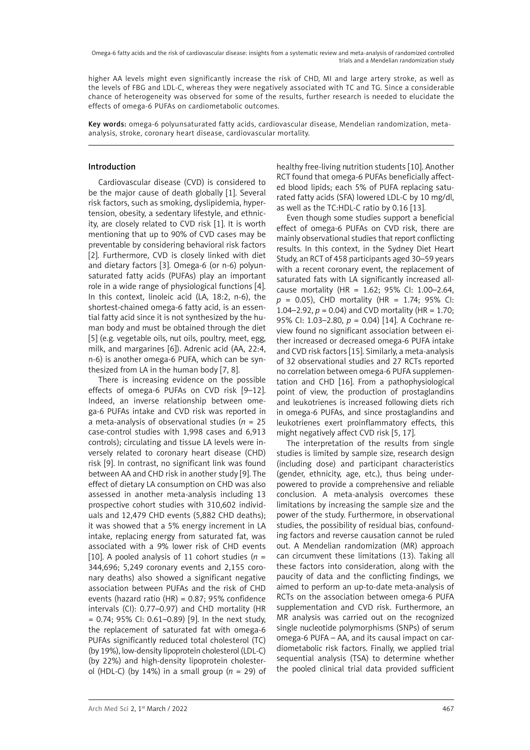higher AA levels might even significantly increase the risk of CHD, MI and large artery stroke, as well as the levels of FBG and LDL-C, whereas they were negatively associated with TC and TG. Since a considerable chance of heterogeneity was observed for some of the results, further research is needed to elucidate the effects of omega-6 PUFAs on cardiometabolic outcomes.

**Key words:** omega-6 polyunsaturated fatty acids, cardiovascular disease, Mendelian randomization, meta-analysis, stroke, coronary heart disease, cardiovascular mortality.

## Introduction

Cardiovascular disease (CVD) is considered to be the major cause of death globally [1]. Several risk factors, such as smoking, dyslipidemia, hypertension, obesity, a sedentary lifestyle, and ethnicity, are closely related to CVD risk [1]. It is worth mentioning that up to 90% of CVD cases may be preventable by considering behavioral risk factors [2]. Furthermore, CVD is closely linked with diet and dietary factors [3]. Omega-6 (or n-6) polyunsaturated fatty acids (PUFAs) play an important role in a wide range of physiological functions [4]. In this context, linoleic acid (LA, 18:2, n-6), the shortest-chained omega-6 fatty acid, is an essential fatty acid since it is not synthesized by the human body and must be obtained through the diet [5] (e.g. vegetable oils, nut oils, poultry, meet, egg, milk, and margarines [6]). Adrenic acid (AA, 22:4, n-6) is another omega-6 PUFA, which can be synthesized from LA in the human body [7, 8].

There is increasing evidence on the possible effects of omega-6 PUFAs on CVD risk [9–12]. Indeed, an inverse relationship between omega-6 PUFAs intake and CVD risk was reported in a meta-analysis of observational studies ($n$ = 25 case-control studies with 1,998 cases and 6,913 controls); circulating and tissue LA levels were inversely related to coronary heart disease (CHD) risk [9]. In contrast, no significant link was found between AA and CHD risk in another study [9]. The effect of dietary LA consumption on CHD was also assessed in another meta-analysis including 13 prospective cohort studies with 310,602 individuals and 12,479 CHD events (5,882 CHD deaths); it was showed that a 5% energy increment in LA intake, replacing energy from saturated fat, was associated with a 9% lower risk of CHD events [10]. A pooled analysis of 11 cohort studies ($n$ = 344,696; 5,249 coronary events and 2,155 coronary deaths) also showed a significant negative association between PUFAs and the risk of CHD events (hazard ratio (HR) = 0.87; 95% confidence intervals (CI): 0.77–0.97) and CHD mortality (HR = 0.74; 95% CI: 0.61–0.89) [9]. In the next study, the replacement of saturated fat with omega-6 PUFAs significantly reduced total cholesterol (TC) (by 19%), low-density lipoprotein cholesterol (LDL-C) (by 22%) and high-density lipoprotein cholesterol (HDL-C) (by 14%) in a small group ($n$ = 29) of healthy free-living nutrition students [10]. Another RCT found that omega-6 PUFAs beneficially affected blood lipids; each 5% of PUFA replacing saturated fatty acids (SFA) lowered LDL-C by 10 mg/dl, as well as the TC:HDL-C ratio by 0.16 [13].

Even though some studies support a beneficial effect of omega-6 PUFAs on CVD risk, there are mainly observational studies that report conflicting results. In this context, in the Sydney Diet Heart Study, an RCT of 458 participants aged 30–59 years with a recent coronary event, the replacement of saturated fats with LA significantly increased all-cause mortality (HR = 1.62; 95% CI: 1.00–2.64, $p$ = 0.05), CHD mortality (HR = 1.74; 95% CI: 1.04–2.92, $p$ = 0.04) and CVD mortality (HR = 1.70; 95% CI: 1.03–2.80, $p$ = 0.04) [14]. A Cochrane review found no significant association between either increased or decreased omega-6 PUFA intake and CVD risk factors [15]. Similarly, a meta-analysis of 32 observational studies and 27 RCTs reported no correlation between omega-6 PUFA supplementation and CHD [16]. From a pathophysiological point of view, the production of prostaglandins and leukotrienes is increased following diets rich in omega-6 PUFAs, and since prostaglandins and leukotrienes exert proinflammatory effects, this might negatively affect CVD risk [5, 17].

The interpretation of the results from single studies is limited by sample size, research design (including dose) and participant characteristics (gender, ethnicity, age, etc.), thus being underpowered to provide a comprehensive and reliable conclusion. A meta-analysis overcomes these limitations by increasing the sample size and the power of the study. Furthermore, in observational studies, the possibility of residual bias, confounding factors and reverse causation cannot be ruled out. A Mendelian randomization (MR) approach can circumvent these limitations (13). Taking all these factors into consideration, along with the paucity of data and the conflicting findings, we aimed to perform an up-to-date meta-analysis of RCTs on the association between omega-6 PUFA supplementation and CVD risk. Furthermore, an MR analysis was carried out on the recognized single nucleotide polymorphisms (SNPs) of serum omega-6 PUFA – AA, and its causal impact on cardiometabolic risk factors. Finally, we applied trial sequential analysis (TSA) to determine whether the pooled clinical trial data provided sufficient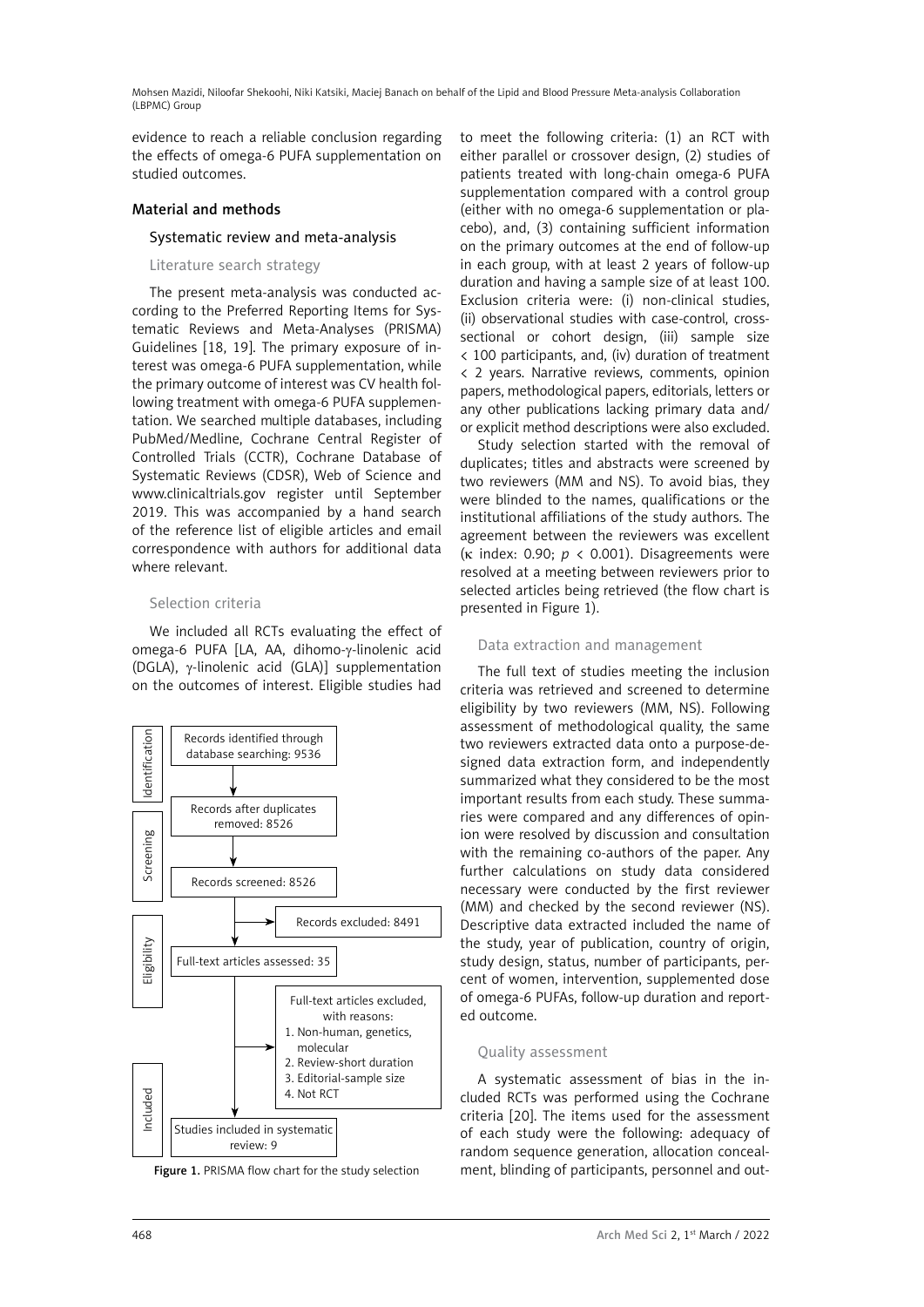evidence to reach a reliable conclusion regarding the effects of omega-6 PUFA supplementation on studied outcomes.

## Material and methods

### Systematic review and meta-analysis

#### Literature search strategy

The present meta-analysis was conducted according to the Preferred Reporting Items for Systematic Reviews and Meta-Analyses (PRISMA) Guidelines [18, 19]. The primary exposure of interest was omega-6 PUFA supplementation, while the primary outcome of interest was CV health following treatment with omega-6 PUFA supplementation. We searched multiple databases, including PubMed/Medline, Cochrane Central Register of Controlled Trials (CCTR), Cochrane Database of Systematic Reviews (CDSR), Web of Science and www.clinicaltrials.gov register until September 2019. This was accompanied by a hand search of the reference list of eligible articles and email correspondence with authors for additional data where relevant.

#### Selection criteria

We included all RCTs evaluating the effect of omega-6 PUFA [LA, AA, dihomo-γ-linolenic acid (DGLA), γ-linolenic acid (GLA)] supplementation on the outcomes of interest. Eligible studies had to meet the following criteria: (1) an RCT with either parallel or crossover design, (2) studies of patients treated with long-chain omega-6 PUFA supplementation compared with a control group (either with no omega-6 supplementation or placebo), and, (3) containing sufficient information on the primary outcomes at the end of follow-up in each group, with at least 2 years of follow-up duration and having a sample size of at least 100. Exclusion criteria were: (i) non-clinical studies, (ii) observational studies with case-control, cross-sectional or cohort design, (iii) sample size < 100 participants, and, (iv) duration of treatment < 2 years. Narrative reviews, comments, opinion papers, methodological papers, editorials, letters or any other publications lacking primary data and/or explicit method descriptions were also excluded.

Study selection started with the removal of duplicates; titles and abstracts were screened by two reviewers (MM and NS). To avoid bias, they were blinded to the names, qualifications or the institutional affiliations of the study authors. The agreement between the reviewers was excellent (κ index: 0.90; $p < 0.001$). Disagreements were resolved at a meeting between reviewers prior to selected articles being retrieved (the flow chart is presented in Figure 1).

Identification: Records identified through database searching: 9536 → Records after duplicates removed: 8526

Screening: Records screened: 8526 → Records excluded: 8491

Eligibility: Full-text articles assessed: 35 → Full-text articles excluded, with reasons:
1. Non-human, genetics, molecular
2. Review-short duration
3. Editorial-sample size
4. Not RCT

Included: Studies included in systematic review: 9

**Figure 1.** PRISMA flow chart for the study selection

#### Data extraction and management

The full text of studies meeting the inclusion criteria was retrieved and screened to determine eligibility by two reviewers (MM, NS). Following assessment of methodological quality, the same two reviewers extracted data onto a purpose-designed data extraction form, and independently summarized what they considered to be the most important results from each study. These summaries were compared and any differences of opinion were resolved by discussion and consultation with the remaining co-authors of the paper. Any further calculations on study data considered necessary were conducted by the first reviewer (MM) and checked by the second reviewer (NS). Descriptive data extracted included the name of the study, year of publication, country of origin, study design, status, number of participants, percent of women, intervention, supplemented dose of omega-6 PUFAs, follow-up duration and reported outcome.

#### Quality assessment

A systematic assessment of bias in the included RCTs was performed using the Cochrane criteria [20]. The items used for the assessment of each study were the following: adequacy of random sequence generation, allocation concealment, blinding of participants, personnel and out-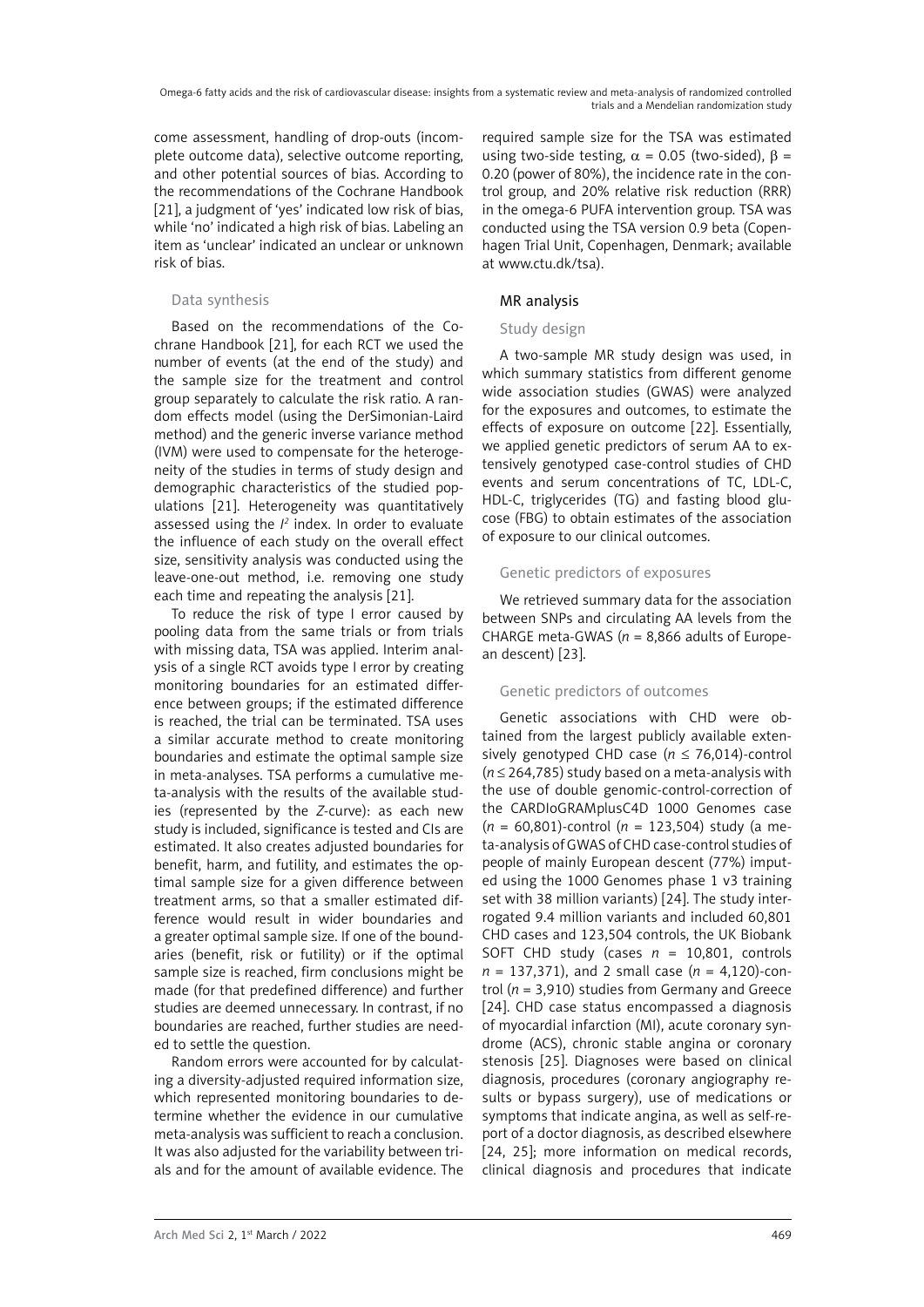come assessment, handling of drop-outs (incomplete outcome data), selective outcome reporting, and other potential sources of bias. According to the recommendations of the Cochrane Handbook [21], a judgment of 'yes' indicated low risk of bias, while 'no' indicated a high risk of bias. Labeling an item as 'unclear' indicated an unclear or unknown risk of bias.

### Data synthesis

Based on the recommendations of the Cochrane Handbook [21], for each RCT we used the number of events (at the end of the study) and the sample size for the treatment and control group separately to calculate the risk ratio. A random effects model (using the DerSimonian-Laird method) and the generic inverse variance method (IVM) were used to compensate for the heterogeneity of the studies in terms of study design and demographic characteristics of the studied populations [21]. Heterogeneity was quantitatively assessed using the $I^2$ index. In order to evaluate the influence of each study on the overall effect size, sensitivity analysis was conducted using the leave-one-out method, i.e. removing one study each time and repeating the analysis [21].

To reduce the risk of type I error caused by pooling data from the same trials or from trials with missing data, TSA was applied. Interim analysis of a single RCT avoids type I error by creating monitoring boundaries for an estimated difference between groups; if the estimated difference is reached, the trial can be terminated. TSA uses a similar accurate method to create monitoring boundaries and estimate the optimal sample size in meta-analyses. TSA performs a cumulative meta-analysis with the results of the available studies (represented by the *Z*-curve): as each new study is included, significance is tested and CIs are estimated. It also creates adjusted boundaries for benefit, harm, and futility, and estimates the optimal sample size for a given difference between treatment arms, so that a smaller estimated difference would result in wider boundaries and a greater optimal sample size. If one of the boundaries (benefit, risk or futility) or if the optimal sample size is reached, firm conclusions might be made (for that predefined difference) and further studies are deemed unnecessary. In contrast, if no boundaries are reached, further studies are needed to settle the question.

Random errors were accounted for by calculating a diversity-adjusted required information size, which represented monitoring boundaries to determine whether the evidence in our cumulative meta-analysis was sufficient to reach a conclusion. It was also adjusted for the variability between trials and for the amount of available evidence. The required sample size for the TSA was estimated using two-side testing, $\alpha = 0.05$ (two-sided), $\beta = 0.20$ (power of 80%), the incidence rate in the control group, and 20% relative risk reduction (RRR) in the omega-6 PUFA intervention group. TSA was conducted using the TSA version 0.9 beta (Copenhagen Trial Unit, Copenhagen, Denmark; available at www.ctu.dk/tsa).

## MR analysis

### Study design

A two-sample MR study design was used, in which summary statistics from different genome wide association studies (GWAS) were analyzed for the exposures and outcomes, to estimate the effects of exposure on outcome [22]. Essentially, we applied genetic predictors of serum AA to extensively genotyped case-control studies of CHD events and serum concentrations of TC, LDL-C, HDL-C, triglycerides (TG) and fasting blood glucose (FBG) to obtain estimates of the association of exposure to our clinical outcomes.

### Genetic predictors of exposures

We retrieved summary data for the association between SNPs and circulating AA levels from the CHARGE meta-GWAS ($n$ = 8,866 adults of European descent) [23].

### Genetic predictors of outcomes

Genetic associations with CHD were obtained from the largest publicly available extensively genotyped CHD case ($n \leq 76,014$)-control ($n \leq 264,785$) study based on a meta-analysis with the use of double genomic-control-correction of the CARDIoGRAMplusC4D 1000 Genomes case ($n$ = 60,801)-control ($n$ = 123,504) study (a meta-analysis of GWAS of CHD case-control studies of people of mainly European descent (77%) imputed using the 1000 Genomes phase 1 v3 training set with 38 million variants) [24]. The study interrogated 9.4 million variants and included 60,801 CHD cases and 123,504 controls, the UK Biobank SOFT CHD study (cases $n$ = 10,801, controls $n$ = 137,371), and 2 small case ($n$ = 4,120)-control ($n$ = 3,910) studies from Germany and Greece [24]. CHD case status encompassed a diagnosis of myocardial infarction (MI), acute coronary syndrome (ACS), chronic stable angina or coronary stenosis [25]. Diagnoses were based on clinical diagnosis, procedures (coronary angiography results or bypass surgery), use of medications or symptoms that indicate angina, as well as self-report of a doctor diagnosis, as described elsewhere [24, 25]; more information on medical records, clinical diagnosis and procedures that indicate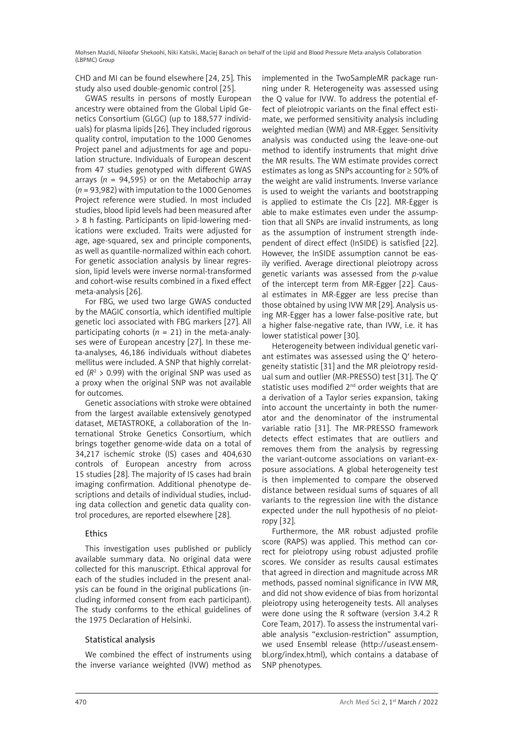CHD and MI can be found elsewhere [24, 25]. This study also used double-genomic control [25].

GWAS results in persons of mostly European ancestry were obtained from the Global Lipid Genetics Consortium (GLGC) (up to 188,577 individuals) for plasma lipids [26]. They included rigorous quality control, imputation to the 1000 Genomes Project panel and adjustments for age and population structure. Individuals of European descent from 47 studies genotyped with different GWAS arrays ($n$ = 94,595) or on the Metabochip array ($n$ = 93,982) with imputation to the 1000 Genomes Project reference were studied. In most included studies, blood lipid levels had been measured after > 8 h fasting. Participants on lipid-lowering medications were excluded. Traits were adjusted for age, age-squared, sex and principle components, as well as quantile-normalized within each cohort. For genetic association analysis by linear regression, lipid levels were inverse normal-transformed and cohort-wise results combined in a fixed effect meta-analysis [26].

For FBG, we used two large GWAS conducted by the MAGIC consortia, which identified multiple genetic loci associated with FBG markers [27]. All participating cohorts ($n$ = 21) in the meta-analyses were of European ancestry [27]. In these meta-analyses, 46,186 individuals without diabetes mellitus were included. A SNP that highly correlated ($R^2$ > 0.99) with the original SNP was used as a proxy when the original SNP was not available for outcomes.

Genetic associations with stroke were obtained from the largest available extensively genotyped dataset, METASTROKE, a collaboration of the International Stroke Genetics Consortium, which brings together genome-wide data on a total of 34,217 ischemic stroke (IS) cases and 404,630 controls of European ancestry from across 15 studies [28]. The majority of IS cases had brain imaging confirmation. Additional phenotype descriptions and details of individual studies, including data collection and genetic data quality control procedures, are reported elsewhere [28].

### Ethics

This investigation uses published or publicly available summary data. No original data were collected for this manuscript. Ethical approval for each of the studies included in the present analysis can be found in the original publications (including informed consent from each participant). The study conforms to the ethical guidelines of the 1975 Declaration of Helsinki.

### Statistical analysis

We combined the effect of instruments using the inverse variance weighted (IVW) method as implemented in the TwoSampleMR package running under R. Heterogeneity was assessed using the Q value for IVW. To address the potential effect of pleiotropic variants on the final effect estimate, we performed sensitivity analysis including weighted median (WM) and MR-Egger. Sensitivity analysis was conducted using the leave-one-out method to identify instruments that might drive the MR results. The WM estimate provides correct estimates as long as SNPs accounting for ≥ 50% of the weight are valid instruments. Inverse variance is used to weight the variants and bootstrapping is applied to estimate the CIs [22]. MR-Egger is able to make estimates even under the assumption that all SNPs are invalid instruments, as long as the assumption of instrument strength independent of direct effect (InSIDE) is satisfied [22]. However, the InSIDE assumption cannot be easily verified. Average directional pleiotropy across genetic variants was assessed from the $p$-value of the intercept term from MR-Egger [22]. Causal estimates in MR-Egger are less precise than those obtained by using IVW MR [29]. Analysis using MR-Egger has a lower false-positive rate, but a higher false-negative rate, than IVW, i.e. it has lower statistical power [30].

Heterogeneity between individual genetic variant estimates was assessed using the Q′ heterogeneity statistic [31] and the MR pleiotropy residual sum and outlier (MR-PRESSO) test [31]. The Q′ statistic uses modified 2nd order weights that are a derivation of a Taylor series expansion, taking into account the uncertainty in both the numerator and the denominator of the instrumental variable ratio [31]. The MR-PRESSO framework detects effect estimates that are outliers and removes them from the analysis by regressing the variant-outcome associations on variant-exposure associations. A global heterogeneity test is then implemented to compare the observed distance between residual sums of squares of all variants to the regression line with the distance expected under the null hypothesis of no pleiotropy [32].

Furthermore, the MR robust adjusted profile score (RAPS) was applied. This method can correct for pleiotropy using robust adjusted profile scores. We consider as results causal estimates that agreed in direction and magnitude across MR methods, passed nominal significance in IVW MR, and did not show evidence of bias from horizontal pleiotropy using heterogeneity tests. All analyses were done using the R software (version 3.4.2 R Core Team, 2017). To assess the instrumental variable analysis "exclusion-restriction" assumption, we used Ensembl release (http://useast.ensembl.org/index.html), which contains a database of SNP phenotypes.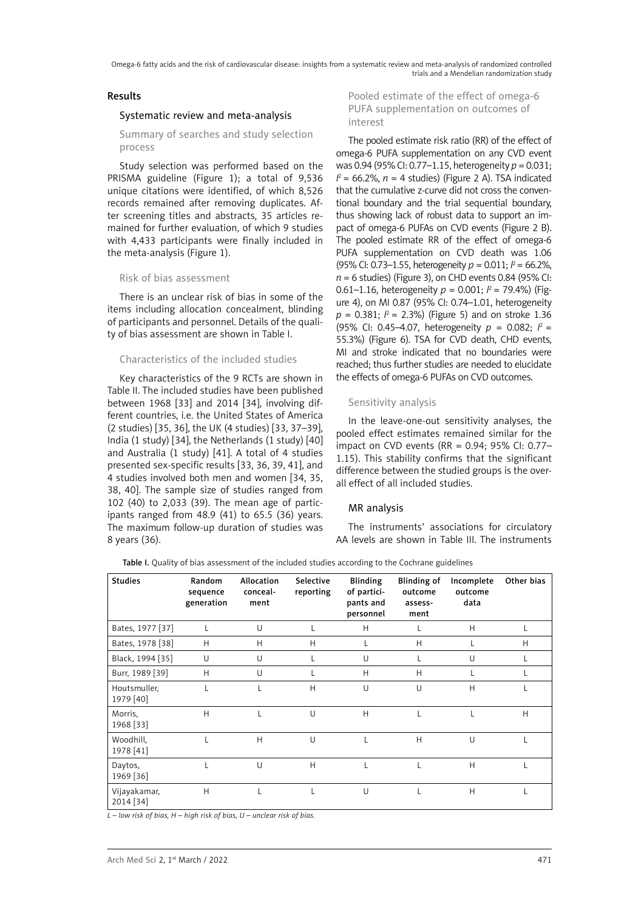## Results

### Systematic review and meta-analysis

#### Summary of searches and study selection process

Study selection was performed based on the PRISMA guideline (Figure 1); a total of 9,536 unique citations were identified, of which 8,526 records remained after removing duplicates. After screening titles and abstracts, 35 articles remained for further evaluation, of which 9 studies with 4,433 participants were finally included in the meta-analysis (Figure 1).

#### Risk of bias assessment

There is an unclear risk of bias in some of the items including allocation concealment, blinding of participants and personnel. Details of the quality of bias assessment are shown in Table I.

#### Characteristics of the included studies

Key characteristics of the 9 RCTs are shown in Table II. The included studies have been published between 1968 [33] and 2014 [34], involving different countries, i.e. the United States of America (2 studies) [35, 36], the UK (4 studies) [33, 37–39], India (1 study) [34], the Netherlands (1 study) [40] and Australia (1 study) [41]. A total of 4 studies presented sex-specific results [33, 36, 39, 41], and 4 studies involved both men and women [34, 35, 38, 40]. The sample size of studies ranged from 102 (40) to 2,033 (39). The mean age of participants ranged from 48.9 (41) to 65.5 (36) years. The maximum follow-up duration of studies was 8 years (36).

#### Pooled estimate of the effect of omega-6 PUFA supplementation on outcomes of interest

The pooled estimate risk ratio (RR) of the effect of omega-6 PUFA supplementation on any CVD event was 0.94 (95% CI: 0.77–1.15, heterogeneity $p = 0.031$; $I^2 = 66.2\%$, $n = 4$ studies) (Figure 2 A). TSA indicated that the cumulative z-curve did not cross the conventional boundary and the trial sequential boundary, thus showing lack of robust data to support an impact of omega-6 PUFAs on CVD events (Figure 2 B). The pooled estimate RR of the effect of omega-6 PUFA supplementation on CVD death was 1.06 (95% CI: 0.73–1.55, heterogeneity $p = 0.011$; $I^2 = 66.2\%$, $n = 6$ studies) (Figure 3), on CHD events 0.84 (95% CI: 0.61–1.16, heterogeneity $p = 0.001$; $I^2 = 79.4\%$) (Figure 4), on MI 0.87 (95% CI: 0.74–1.01, heterogeneity $p = 0.381$; $I^2 = 2.3\%$) (Figure 5) and on stroke 1.36 (95% CI: 0.45–4.07, heterogeneity $p = 0.082$; $I^2 = 55.3\%$) (Figure 6). TSA for CVD death, CHD events, MI and stroke indicated that no boundaries were reached; thus further studies are needed to elucidate the effects of omega-6 PUFAs on CVD outcomes.

#### Sensitivity analysis

In the leave-one-out sensitivity analyses, the pooled effect estimates remained similar for the impact on CVD events (RR = 0.94; 95% CI: 0.77–1.15). This stability confirms that the significant difference between the studied groups is the overall effect of all included studies.

### MR analysis

The instruments' associations for circulatory AA levels are shown in Table III. The instruments

**Table I.** Quality of bias assessment of the included studies according to the Cochrane guidelines

| Studies | Random sequence generation | Allocation concealment | Selective reporting | Blinding of participants and personnel | Blinding of outcome assessment | Incomplete outcome data | Other bias |
|---|---|---|---|---|---|---|---|
| Bates, 1977 [37] | L | U | L | H | L | H | L |
| Bates, 1978 [38] | H | H | H | L | H | L | H |
| Black, 1994 [35] | U | U | L | U | L | U | L |
| Burr, 1989 [39] | H | U | L | H | H | L | L |
| Houtsmuller, 1979 [40] | L | L | H | U | U | H | L |
| Morris, 1968 [33] | H | L | U | H | L | L | H |
| Woodhill, 1978 [41] | L | H | U | L | H | U | L |
| Daytos, 1969 [36] | L | U | H | L | L | H | L |
| Vijayakamar, 2014 [34] | H | L | L | U | L | H | L |

*L – low risk of bias, H – high risk of bias, U – unclear risk of bias.*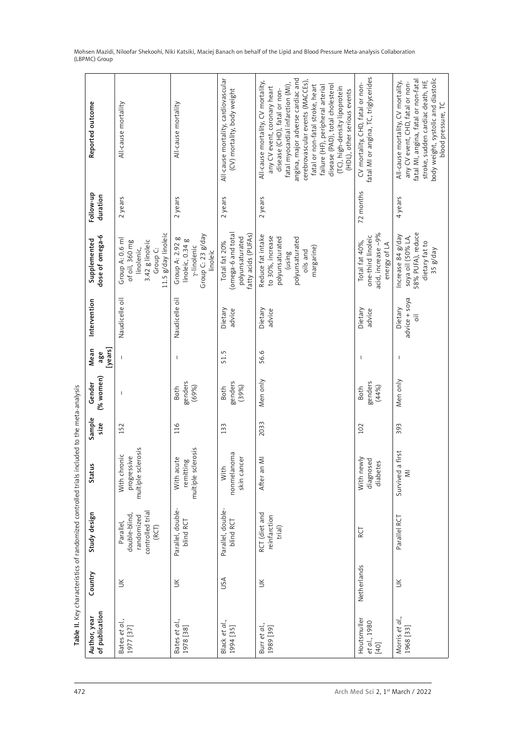**Table II.** Key characteristics of randomized controlled trials included to the meta-analysis

| Author, year of publication | Country | Study design | Status | Sample size | Gender (% women) | Mean age [years] | Intervention | Supplemented dose of omega-6 | Follow-up duration | Reported outcome |
|---|---|---|---|---|---|---|---|---|---|---|
| Bates *et al.*, 1977 [37] | UK | Parallel, double-blind, randomized controlled trial (RCT) | With chronic progressive multiple sclerosis | 152 | – | – | Naudicelle oil | Group A: 0.6 ml of oil, 360 mg linolenic, 3.42 g linoleic Group C: 11.5 g/day linoleic | 2 years | All-cause mortality |
| Bates *et al.*, 1978 [38] | UK | Parallel, double-blind RCT | With acute remitting multiple sclerosis | 116 | Both genders (69%) | – | Naudicelle oil | Group A: 2.92 g linoleic, 0.34 g γ-linolenic Group C: 23 g/day linoleic | 2 years | All-cause mortality |
| Black *et al.*, 1994 [35] | USA | Parallel, double-blind RCT | With nonmelanoma skin cancer | 133 | Both genders (39%) | 51.5 | Dietary advice | Total fat 20% (omega-6 and total polyunsaturated fatty acids (PUFAs) | 2 years | All-cause mortality, cardiovascular (CV) mortality, body weight |
| Burr *et al.*, 1989 [39] | UK | RCT (diet and reinfarction trial) | After an MI | 2033 | Men only | 56.6 | Dietary advice | Reduce fat intake to 30%, increase polyunsaturated (using polyunsaturated oils and margarine) | 2 years | All-cause mortality, CV mortality, any CV event, coronary heart disease (CHD), fatal or non-fatal myocardial infarction (MI), angina, major adverse cardiac and cerebrovascular events (MACCEs), fatal or non-fatal stroke, heart failure (HF), peripheral arterial disease (PAD), total cholesterol (TC), high-density lipoprotein (HDL), other serious events |
| Houtsmuller *et al.*, 1980 [40] | Netherlands | RCT | With newly diagnosed diabetes | 102 | Both genders (44%) | – | Dietary advice | Total fat 40%, one-third linoleic acid, increase ~9% energy of LA | 72 months | CV mortality, CHD, fatal or non-fatal MI or angina, TC, triglycerides |
| Morris *et al.*, 1968 [33] | UK | Parallel RCT | Survived a first MI | 393 | Men only | – | Dietary advice + soya oil | Increase 84 g/day soya oil (50% LA, 58% PUFA), reduce dietary fat to 35 g/day | 4 years | All-cause mortality, CV mortality, any CV event, CHD, fatal or non-fatal MI, angina, fatal or non-fatal stroke, sudden cardiac death, HF, body weight, systolic and diastolic blood pressure, TC |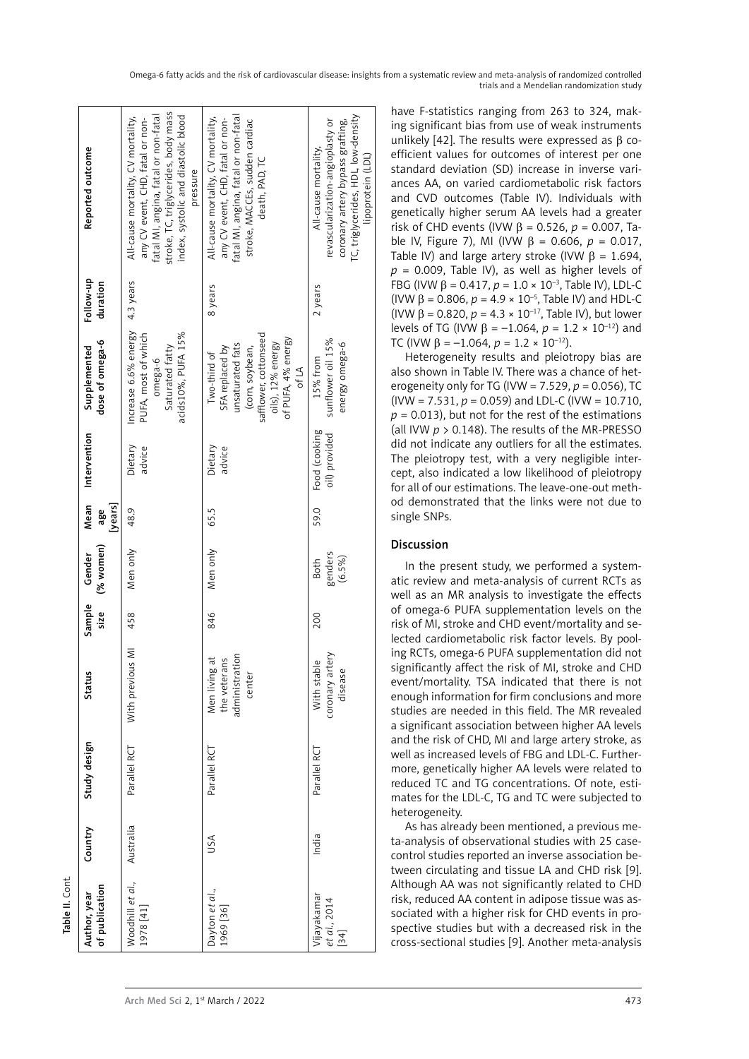Table II. Cont.

| Author, year of publication | Country | Study design | Status | Sample size | Gender (% women) | Mean age [years] | Intervention | Supplemented dose of omega-6 | Follow-up duration | Reported outcome |
|---|---|---|---|---|---|---|---|---|---|---|
| Woodhill *et al.*, 1978 [41] | Australia | Parallel RCT | With previous MI | 458 | Men only | 48.9 | Dietary advice | Increase 6.6% energy PUFA, most of which omega-6 Saturated fatty acids10%, PUFA 15% | 4.3 years | All-cause mortality, CV mortality, any CV event, CHD, fatal or non-fatal MI, angina, fatal or non-fatal stroke, TC, triglycerides, body mass index, systolic and diastolic blood pressure |
| Dayton *et al.*, 1969 [36] | USA | Parallel RCT | Men living at the veterans administration center | 846 | Men only | 65.5 | Dietary advice | Two-third of SFA replaced by unsaturated fats (corn, soybean, safflower, cottonseed oils), 12% energy of PUFA, 4% energy of LA | 8 years | All-cause mortality, CV mortality, any CV event, CHD, fatal or non-fatal MI, angina, fatal or non-fatal stroke, MACCEs, sudden cardiac death, PAD, TC |
| Vijayakamar *et al.*, 2014 [34] | India | Parallel RCT | With stable coronary artery disease | 200 | Both genders (6.5%) | 59.0 | Food (cooking oil) provided | 15% from sunflower oil 15% energy omega-6 | 2 years | All-cause mortality, revascularization-angioplasty or coronary artery bypass grafting, TC, triglycerides, HDL, low-density lipoprotein (LDL) |

have F-statistics ranging from 263 to 324, making significant bias from use of weak instruments unlikely [42]. The results were expressed as β coefficient values for outcomes of interest per one standard deviation (SD) increase in inverse variances AA, on varied cardiometabolic risk factors and CVD outcomes (Table IV). Individuals with genetically higher serum AA levels had a greater risk of CHD events (IVW $\beta = 0.526$, $p = 0.007$, Table IV, Figure 7), MI (IVW $\beta = 0.606$, $p = 0.017$, Table IV) and large artery stroke (IVW $\beta = 1.694$, $p = 0.009$, Table IV), as well as higher levels of FBG (IVW $\beta = 0.417$, $p = 1.0 \times 10^{-3}$, Table IV), LDL-C (IVW $\beta = 0.806$, $p = 4.9 \times 10^{-5}$, Table IV) and HDL-C (IVW $\beta = 0.820$, $p = 4.3 \times 10^{-17}$, Table IV), but lower levels of TG (IVW $\beta = -1.064$, $p = 1.2 \times 10^{-12}$) and TC (IVW $\beta = -1.064$, $p = 1.2 \times 10^{-12}$).

Heterogeneity results and pleiotropy bias are also shown in Table IV. There was a chance of heterogeneity only for TG (IVW = 7.529, $p = 0.056$), TC (IVW = 7.531, $p = 0.059$) and LDL-C (IVW = 10.710, $p = 0.013$), but not for the rest of the estimations (all IVW $p > 0.148$). The results of the MR-PRESSO did not indicate any outliers for all the estimates. The pleiotropy test, with a very negligible intercept, also indicated a low likelihood of pleiotropy for all of our estimations. The leave-one-out method demonstrated that the links were not due to single SNPs.

## Discussion

In the present study, we performed a systematic review and meta-analysis of current RCTs as well as an MR analysis to investigate the effects of omega-6 PUFA supplementation levels on the risk of MI, stroke and CHD event/mortality and selected cardiometabolic risk factor levels. By pooling RCTs, omega-6 PUFA supplementation did not significantly affect the risk of MI, stroke and CHD event/mortality. TSA indicated that there is not enough information for firm conclusions and more studies are needed in this field. The MR revealed a significant association between higher AA levels and the risk of CHD, MI and large artery stroke, as well as increased levels of FBG and LDL-C. Furthermore, genetically higher AA levels were related to reduced TC and TG concentrations. Of note, estimates for the LDL-C, TG and TC were subjected to heterogeneity.

As has already been mentioned, a previous meta-analysis of observational studies with 25 case-control studies reported an inverse association between circulating and tissue LA and CHD risk [9]. Although AA was not significantly related to CHD risk, reduced AA content in adipose tissue was associated with a higher risk for CHD events in prospective studies but with a decreased risk in the cross-sectional studies [9]. Another meta-analysis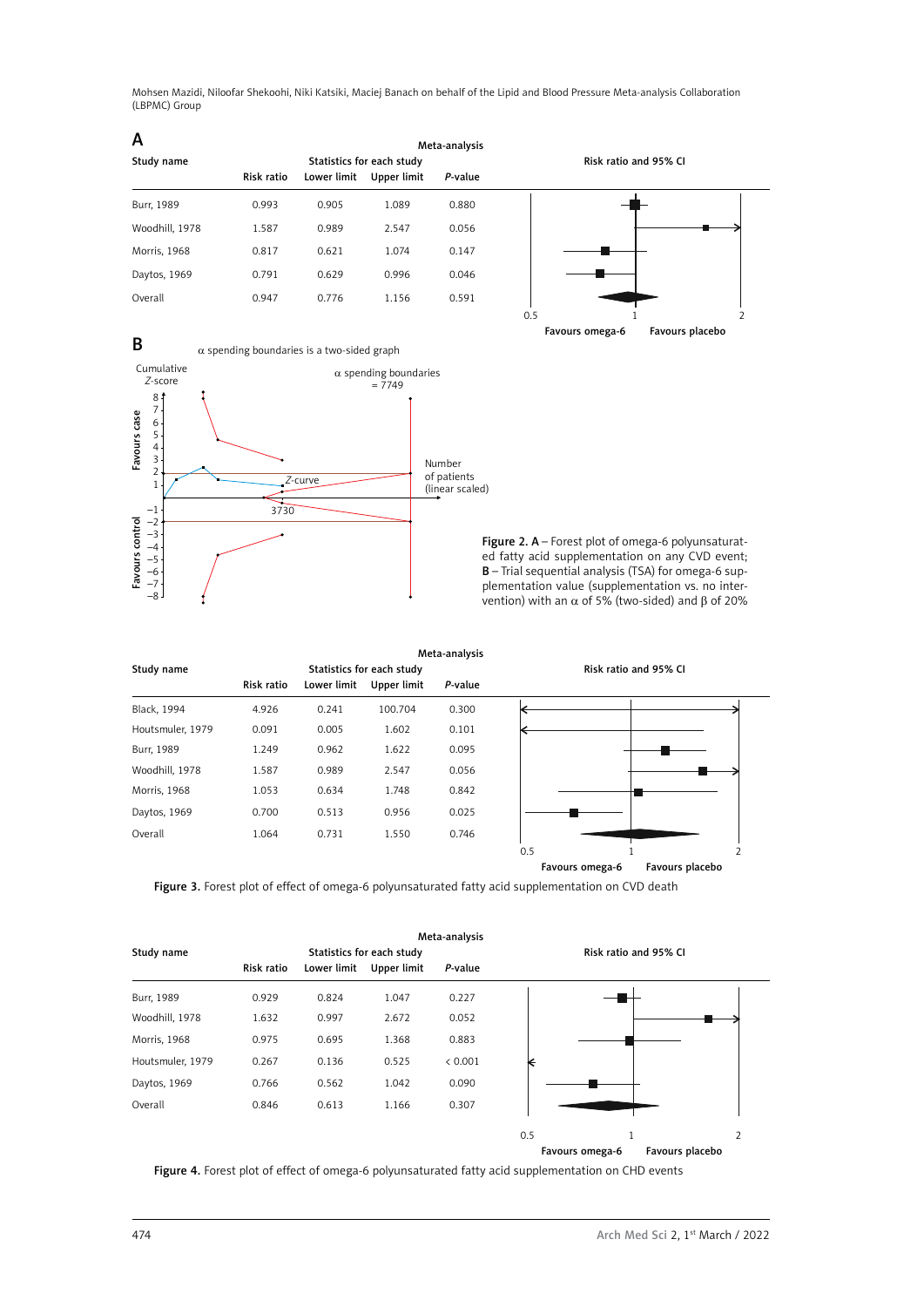**A**

| Study name | Risk ratio | Lower limit | Upper limit | *P*-value |
|---|---|---|---|---|
| Burr, 1989 | 0.993 | 0.905 | 1.089 | 0.880 |
| Woodhill, 1978 | 1.587 | 0.989 | 2.547 | 0.056 |
| Morris, 1968 | 0.817 | 0.621 | 1.074 | 0.147 |
| Daytos, 1969 | 0.791 | 0.629 | 0.996 | 0.046 |
| Overall | 0.947 | 0.776 | 1.156 | 0.591 |

**B**

Figure 2. **A** – Forest plot of omega-6 polyunsaturated fatty acid supplementation on any CVD event; **B** – Trial sequential analysis (TSA) for omega-6 supplementation value (supplementation vs. no intervention) with an α of 5% (two-sided) and β of 20%

| Study name | Risk ratio | Lower limit | Upper limit | *P*-value |
|---|---|---|---|---|
| Black, 1994 | 4.926 | 0.241 | 100.704 | 0.300 |
| Houtsmuler, 1979 | 0.091 | 0.005 | 1.602 | 0.101 |
| Burr, 1989 | 1.249 | 0.962 | 1.622 | 0.095 |
| Woodhill, 1978 | 1.587 | 0.989 | 2.547 | 0.056 |
| Morris, 1968 | 1.053 | 0.634 | 1.748 | 0.842 |
| Daytos, 1969 | 0.700 | 0.513 | 0.956 | 0.025 |
| Overall | 1.064 | 0.731 | 1.550 | 0.746 |

**Figure 3.** Forest plot of effect of omega-6 polyunsaturated fatty acid supplementation on CVD death

| Study name | Risk ratio | Lower limit | Upper limit | *P*-value |
|---|---|---|---|---|
| Burr, 1989 | 0.929 | 0.824 | 1.047 | 0.227 |
| Woodhill, 1978 | 1.632 | 0.997 | 2.672 | 0.052 |
| Morris, 1968 | 0.975 | 0.695 | 1.368 | 0.883 |
| Houtsmuler, 1979 | 0.267 | 0.136 | 0.525 | < 0.001 |
| Daytos, 1969 | 0.766 | 0.562 | 1.042 | 0.090 |
| Overall | 0.846 | 0.613 | 1.166 | 0.307 |

**Figure 4.** Forest plot of effect of omega-6 polyunsaturated fatty acid supplementation on CHD events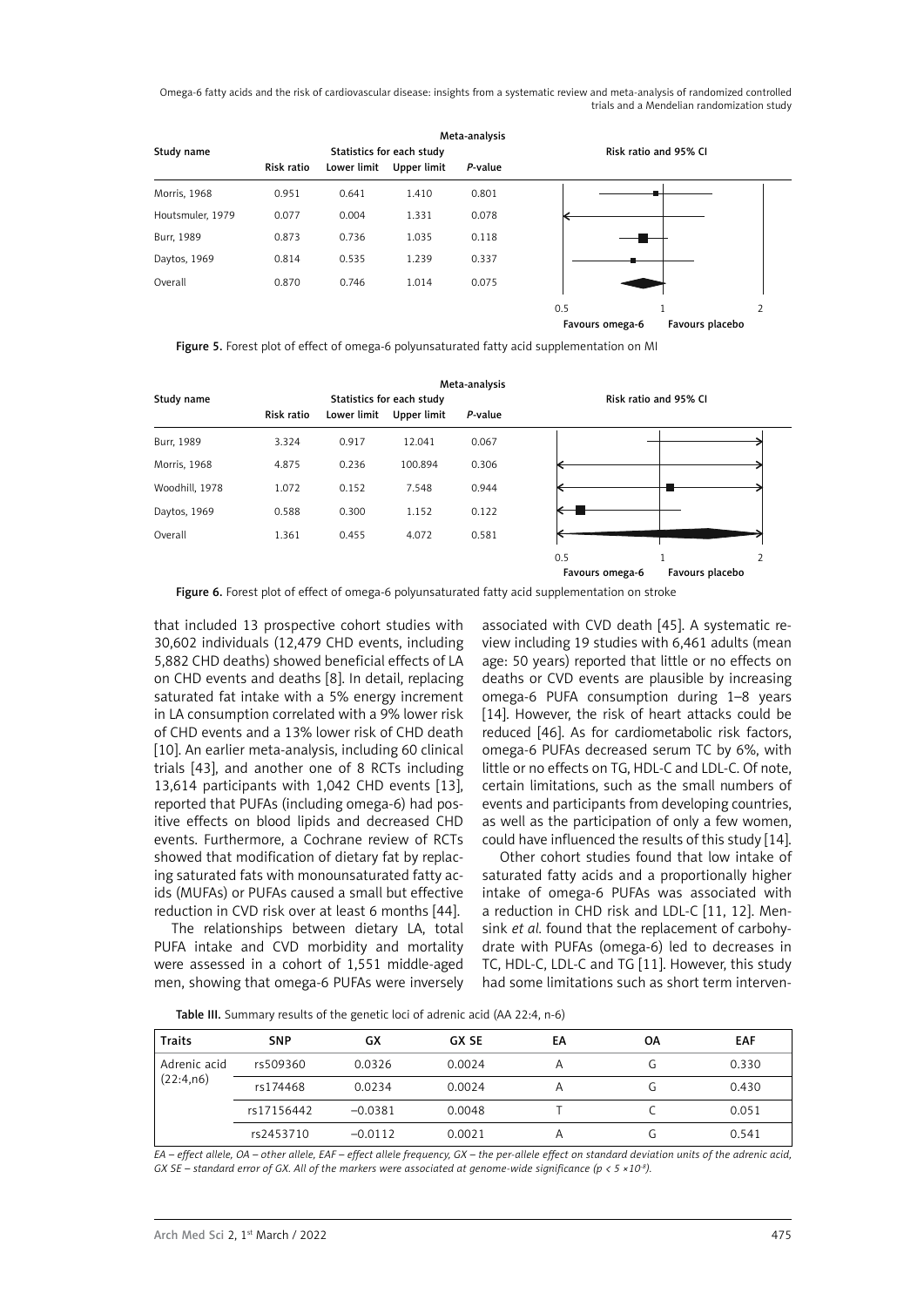| Study name | Statistics for each study | | | | Risk ratio and 95% CI |
|---|---|---|---|---|---|
| | Risk ratio | Lower limit | Upper limit | *P*-value | |
| Morris, 1968 | 0.951 | 0.641 | 1.410 | 0.801 | |
| Houtsmuler, 1979 | 0.077 | 0.004 | 1.331 | 0.078 | |
| Burr, 1989 | 0.873 | 0.736 | 1.035 | 0.118 | |
| Daytos, 1969 | 0.814 | 0.535 | 1.239 | 0.337 | |
| Overall | 0.870 | 0.746 | 1.014 | 0.075 | |

**Figure 5.** Forest plot of effect of omega-6 polyunsaturated fatty acid supplementation on MI

| Study name | Statistics for each study | | | | Risk ratio and 95% CI |
|---|---|---|---|---|---|
| | Risk ratio | Lower limit | Upper limit | *P*-value | |
| Burr, 1989 | 3.324 | 0.917 | 12.041 | 0.067 | |
| Morris, 1968 | 4.875 | 0.236 | 100.894 | 0.306 | |
| Woodhill, 1978 | 1.072 | 0.152 | 7.548 | 0.944 | |
| Daytos, 1969 | 0.588 | 0.300 | 1.152 | 0.122 | |
| Overall | 1.361 | 0.455 | 4.072 | 0.581 | |

**Figure 6.** Forest plot of effect of omega-6 polyunsaturated fatty acid supplementation on stroke

that included 13 prospective cohort studies with 30,602 individuals (12,479 CHD events, including 5,882 CHD deaths) showed beneficial effects of LA on CHD events and deaths [8]. In detail, replacing saturated fat intake with a 5% energy increment in LA consumption correlated with a 9% lower risk of CHD events and a 13% lower risk of CHD death [10]. An earlier meta-analysis, including 60 clinical trials [43], and another one of 8 RCTs including 13,614 participants with 1,042 CHD events [13], reported that PUFAs (including omega-6) had positive effects on blood lipids and decreased CHD events. Furthermore, a Cochrane review of RCTs showed that modification of dietary fat by replacing saturated fats with monounsaturated fatty acids (MUFAs) or PUFAs caused a small but effective reduction in CVD risk over at least 6 months [44].

The relationships between dietary LA, total PUFA intake and CVD morbidity and mortality were assessed in a cohort of 1,551 middle-aged men, showing that omega-6 PUFAs were inversely associated with CVD death [45]. A systematic review including 19 studies with 6,461 adults (mean age: 50 years) reported that little or no effects on deaths or CVD events are plausible by increasing omega-6 PUFA consumption during 1–8 years [14]. However, the risk of heart attacks could be reduced [46]. As for cardiometabolic risk factors, omega-6 PUFAs decreased serum TC by 6%, with little or no effects on TG, HDL-C and LDL-C. Of note, certain limitations, such as the small numbers of events and participants from developing countries, as well as the participation of only a few women, could have influenced the results of this study [14].

Other cohort studies found that low intake of saturated fatty acids and a proportionally higher intake of omega-6 PUFAs was associated with a reduction in CHD risk and LDL-C [11, 12]. Mensink *et al.* found that the replacement of carbohydrate with PUFAs (omega-6) led to decreases in TC, HDL-C, LDL-C and TG [11]. However, this study had some limitations such as short term interven-

**Table III.** Summary results of the genetic loci of adrenic acid (AA 22:4, n-6)

| Traits | SNP | GX | GX SE | EA | OA | EAF |
|---|---|---|---|---|---|---|
| Adrenic acid (22:4,n6) | rs509360 | 0.0326 | 0.0024 | A | G | 0.330 |
| | rs174468 | 0.0234 | 0.0024 | A | G | 0.430 |
| | rs17156442 | –0.0381 | 0.0048 | T | C | 0.051 |
| | rs2453710 | –0.0112 | 0.0021 | A | G | 0.541 |

*EA – effect allele, OA – other allele, EAF – effect allele frequency, GX – the per-allele effect on standard deviation units of the adrenic acid, GX SE – standard error of GX. All of the markers were associated at genome-wide significance ($p < 5 \times 10^{-8}$).*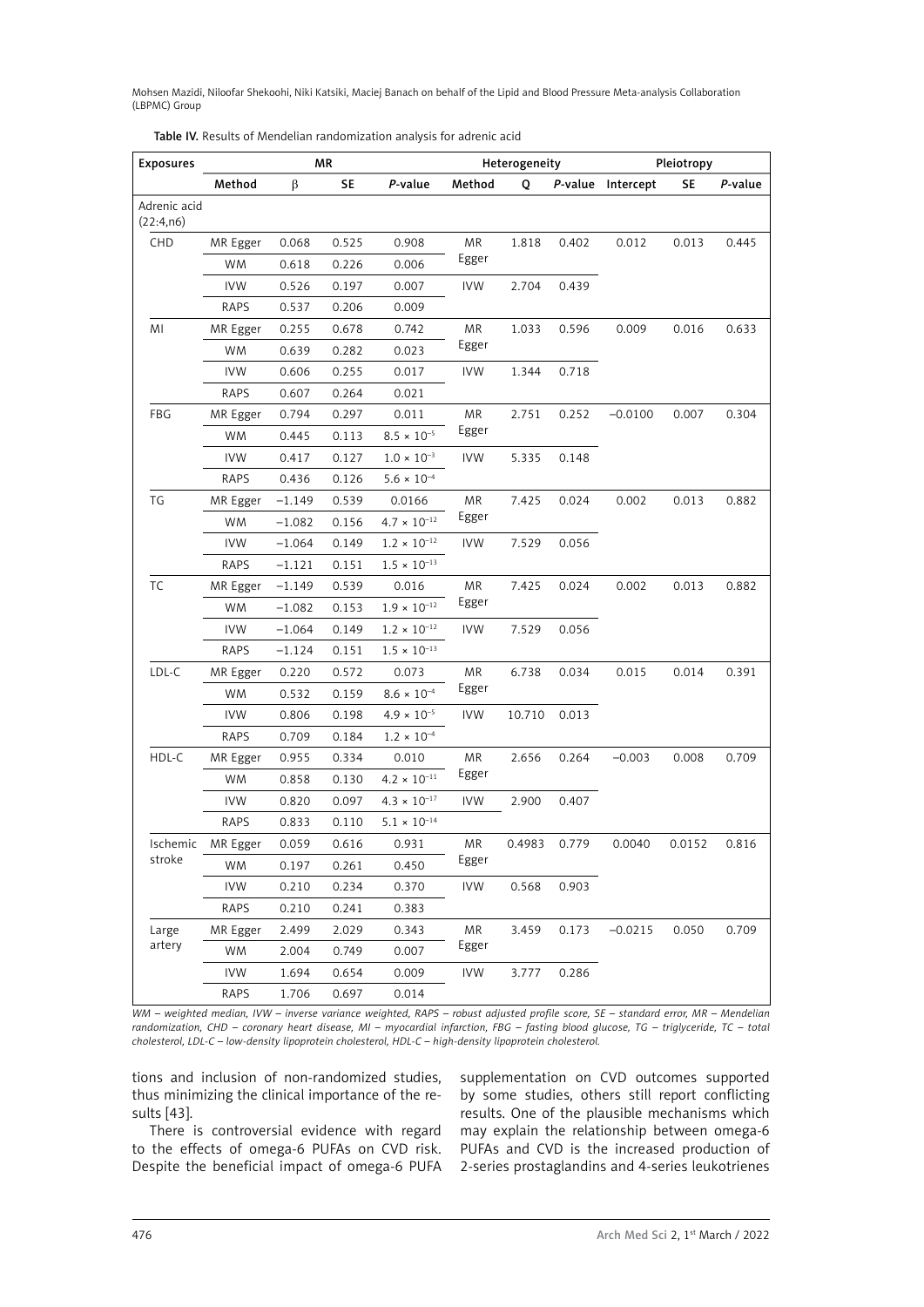**Table IV.** Results of Mendelian randomization analysis for adrenic acid

| Exposures | MR | | | | Heterogeneity | | | Pleiotropy | | |
|---|---|---|---|---|---|---|---|---|---|---|
| | Method | β | SE | *P*-value | Method | Q | *P*-value | Intercept | SE | *P*-value |
| Adrenic acid (22:4,n6) | | | | | | | | | | |
| CHD | MR Egger | 0.068 | 0.525 | 0.908 | MR Egger | 1.818 | 0.402 | 0.012 | 0.013 | 0.445 |
| | WM | 0.618 | 0.226 | 0.006 | | | | | | |
| | IVW | 0.526 | 0.197 | 0.007 | IVW | 2.704 | 0.439 | | | |
| | RAPS | 0.537 | 0.206 | 0.009 | | | | | | |
| MI | MR Egger | 0.255 | 0.678 | 0.742 | MR Egger | 1.033 | 0.596 | 0.009 | 0.016 | 0.633 |
| | WM | 0.639 | 0.282 | 0.023 | | | | | | |
| | IVW | 0.606 | 0.255 | 0.017 | IVW | 1.344 | 0.718 | | | |
| | RAPS | 0.607 | 0.264 | 0.021 | | | | | | |
| FBG | MR Egger | 0.794 | 0.297 | 0.011 | MR Egger | 2.751 | 0.252 | –0.0100 | 0.007 | 0.304 |
| | WM | 0.445 | 0.113 | $8.5 \times 10^{-5}$ | | | | | | |
| | IVW | 0.417 | 0.127 | $1.0 \times 10^{-3}$ | IVW | 5.335 | 0.148 | | | |
| | RAPS | 0.436 | 0.126 | $5.6 \times 10^{-4}$ | | | | | | |
| TG | MR Egger | –1.149 | 0.539 | 0.0166 | MR Egger | 7.425 | 0.024 | 0.002 | 0.013 | 0.882 |
| | WM | –1.082 | 0.156 | $4.7 \times 10^{-12}$ | | | | | | |
| | IVW | –1.064 | 0.149 | $1.2 \times 10^{-12}$ | IVW | 7.529 | 0.056 | | | |
| | RAPS | –1.121 | 0.151 | $1.5 \times 10^{-13}$ | | | | | | |
| TC | MR Egger | –1.149 | 0.539 | 0.016 | MR Egger | 7.425 | 0.024 | 0.002 | 0.013 | 0.882 |
| | WM | –1.082 | 0.153 | $1.9 \times 10^{-12}$ | | | | | | |
| | IVW | –1.064 | 0.149 | $1.2 \times 10^{-12}$ | IVW | 7.529 | 0.056 | | | |
| | RAPS | –1.124 | 0.151 | $1.5 \times 10^{-13}$ | | | | | | |
| LDL-C | MR Egger | 0.220 | 0.572 | 0.073 | MR Egger | 6.738 | 0.034 | 0.015 | 0.014 | 0.391 |
| | WM | 0.532 | 0.159 | $8.6 \times 10^{-4}$ | | | | | | |
| | IVW | 0.806 | 0.198 | $4.9 \times 10^{-5}$ | IVW | 10.710 | 0.013 | | | |
| | RAPS | 0.709 | 0.184 | $1.2 \times 10^{-4}$ | | | | | | |
| HDL-C | MR Egger | 0.955 | 0.334 | 0.010 | MR Egger | 2.656 | 0.264 | –0.003 | 0.008 | 0.709 |
| | WM | 0.858 | 0.130 | $4.2 \times 10^{-11}$ | | | | | | |
| | IVW | 0.820 | 0.097 | $4.3 \times 10^{-17}$ | IVW | 2.900 | 0.407 | | | |
| | RAPS | 0.833 | 0.110 | $5.1 \times 10^{-14}$ | | | | | | |
| Ischemic stroke | MR Egger | 0.059 | 0.616 | 0.931 | MR Egger | 0.4983 | 0.779 | 0.0040 | 0.0152 | 0.816 |
| | WM | 0.197 | 0.261 | 0.450 | | | | | | |
| | IVW | 0.210 | 0.234 | 0.370 | IVW | 0.568 | 0.903 | | | |
| | RAPS | 0.210 | 0.241 | 0.383 | | | | | | |
| Large artery | MR Egger | 2.499 | 2.029 | 0.343 | MR Egger | 3.459 | 0.173 | –0.0215 | 0.050 | 0.709 |
| | WM | 2.004 | 0.749 | 0.007 | | | | | | |
| | IVW | 1.694 | 0.654 | 0.009 | IVW | 3.777 | 0.286 | | | |
| | RAPS | 1.706 | 0.697 | 0.014 | | | | | | |

*WM – weighted median, IVW – inverse variance weighted, RAPS – robust adjusted profile score, SE – standard error, MR – Mendelian randomization, CHD – coronary heart disease, MI – myocardial infarction, FBG – fasting blood glucose, TG – triglyceride, TC – total cholesterol, LDL-C – low-density lipoprotein cholesterol, HDL-C – high-density lipoprotein cholesterol.*

tions and inclusion of non-randomized studies, thus minimizing the clinical importance of the results [43].

There is controversial evidence with regard to the effects of omega-6 PUFAs on CVD risk. Despite the beneficial impact of omega-6 PUFA supplementation on CVD outcomes supported by some studies, others still report conflicting results. One of the plausible mechanisms which may explain the relationship between omega-6 PUFAs and CVD is the increased production of 2-series prostaglandins and 4-series leukotrienes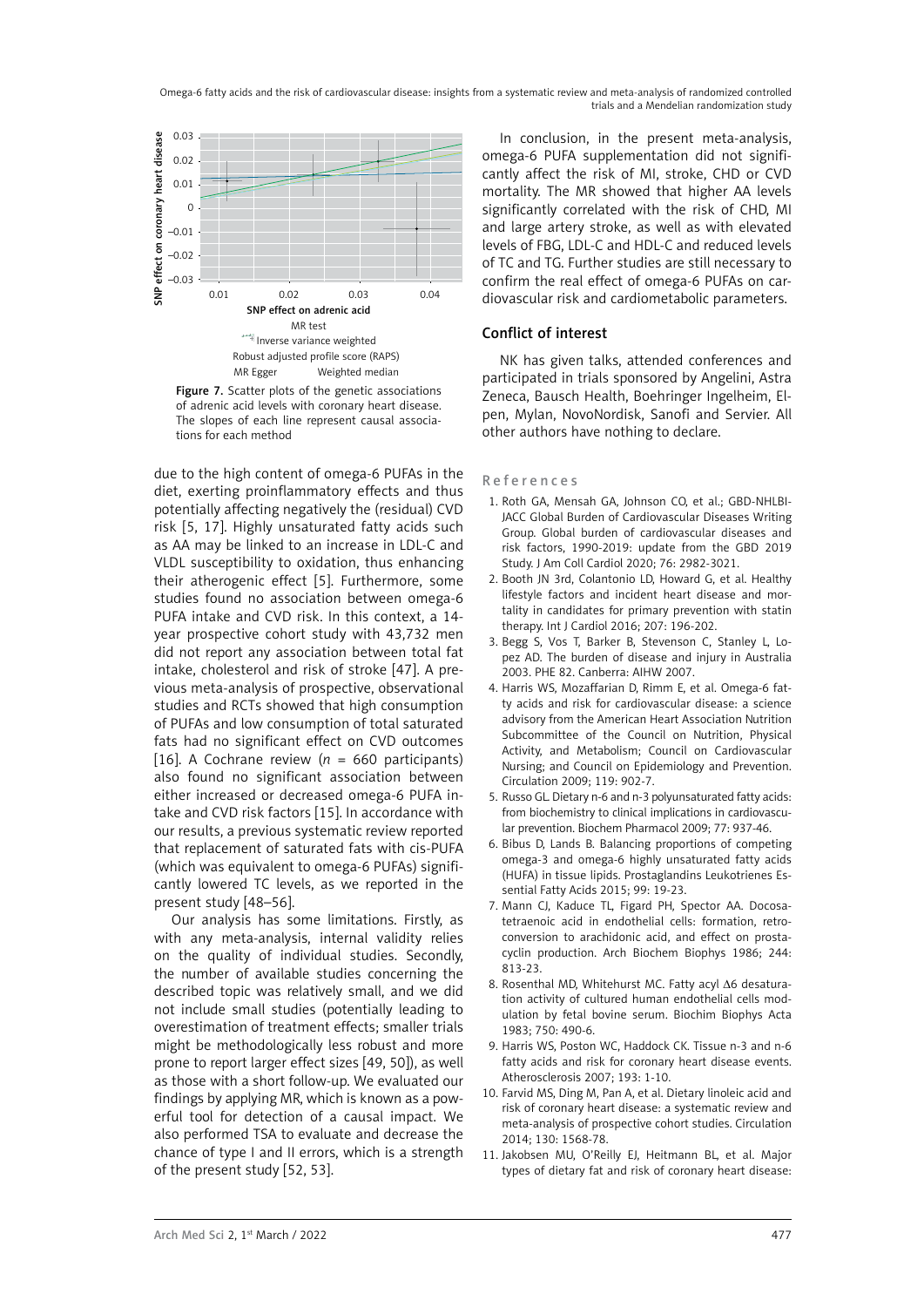Figure 7. Scatter plots of the genetic associations of adrenic acid levels with coronary heart disease. The slopes of each line represent causal associations for each method

due to the high content of omega-6 PUFAs in the diet, exerting proinflammatory effects and thus potentially affecting negatively the (residual) CVD risk [5, 17]. Highly unsaturated fatty acids such as AA may be linked to an increase in LDL-C and VLDL susceptibility to oxidation, thus enhancing their atherogenic effect [5]. Furthermore, some studies found no association between omega-6 PUFA intake and CVD risk. In this context, a 14-year prospective cohort study with 43,732 men did not report any association between total fat intake, cholesterol and risk of stroke [47]. A previous meta-analysis of prospective, observational studies and RCTs showed that high consumption of PUFAs and low consumption of total saturated fats had no significant effect on CVD outcomes [16]. A Cochrane review ($n$ = 660 participants) also found no significant association between either increased or decreased omega-6 PUFA intake and CVD risk factors [15]. In accordance with our results, a previous systematic review reported that replacement of saturated fats with cis-PUFA (which was equivalent to omega-6 PUFAs) significantly lowered TC levels, as we reported in the present study [48–56].

Our analysis has some limitations. Firstly, as with any meta-analysis, internal validity relies on the quality of individual studies. Secondly, the number of available studies concerning the described topic was relatively small, and we did not include small studies (potentially leading to overestimation of treatment effects; smaller trials might be methodologically less robust and more prone to report larger effect sizes [49, 50]), as well as those with a short follow-up. We evaluated our findings by applying MR, which is known as a powerful tool for detection of a causal impact. We also performed TSA to evaluate and decrease the chance of type I and II errors, which is a strength of the present study [52, 53].

In conclusion, in the present meta-analysis, omega-6 PUFA supplementation did not significantly affect the risk of MI, stroke, CHD or CVD mortality. The MR showed that higher AA levels significantly correlated with the risk of CHD, MI and large artery stroke, as well as with elevated levels of FBG, LDL-C and HDL-C and reduced levels of TC and TG. Further studies are still necessary to confirm the real effect of omega-6 PUFAs on cardiovascular risk and cardiometabolic parameters.

## Conflict of interest

NK has given talks, attended conferences and participated in trials sponsored by Angelini, Astra Zeneca, Bausch Health, Boehringer Ingelheim, Elpen, Mylan, NovoNordisk, Sanofi and Servier. All other authors have nothing to declare.

## References

1. Roth GA, Mensah GA, Johnson CO, et al.; GBD-NHLBI-JACC Global Burden of Cardiovascular Diseases Writing Group. Global burden of cardiovascular diseases and risk factors, 1990-2019: update from the GBD 2019 Study. J Am Coll Cardiol 2020; 76: 2982-3021.
2. Booth JN 3rd, Colantonio LD, Howard G, et al. Healthy lifestyle factors and incident heart disease and mortality in candidates for primary prevention with statin therapy. Int J Cardiol 2016; 207: 196-202.
3. Begg S, Vos T, Barker B, Stevenson C, Stanley L, Lopez AD. The burden of disease and injury in Australia 2003. PHE 82. Canberra: AIHW 2007.
4. Harris WS, Mozaffarian D, Rimm E, et al. Omega-6 fatty acids and risk for cardiovascular disease: a science advisory from the American Heart Association Nutrition Subcommittee of the Council on Nutrition, Physical Activity, and Metabolism; Council on Cardiovascular Nursing; and Council on Epidemiology and Prevention. Circulation 2009; 119: 902-7.
5. Russo GL. Dietary n-6 and n-3 polyunsaturated fatty acids: from biochemistry to clinical implications in cardiovascular prevention. Biochem Pharmacol 2009; 77: 937-46.
6. Bibus D, Lands B. Balancing proportions of competing omega-3 and omega-6 highly unsaturated fatty acids (HUFA) in tissue lipids. Prostaglandins Leukotrienes Essential Fatty Acids 2015; 99: 19-23.
7. Mann CJ, Kaduce TL, Figard PH, Spector AA. Docosatetraenoic acid in endothelial cells: formation, retroconversion to arachidonic acid, and effect on prostacyclin production. Arch Biochem Biophys 1986; 244: 813-23.
8. Rosenthal MD, Whitehurst MC. Fatty acyl Δ6 desaturation activity of cultured human endothelial cells modulation by fetal bovine serum. Biochim Biophys Acta 1983; 750: 490-6.
9. Harris WS, Poston WC, Haddock CK. Tissue n-3 and n-6 fatty acids and risk for coronary heart disease events. Atherosclerosis 2007; 193: 1-10.
10. Farvid MS, Ding M, Pan A, et al. Dietary linoleic acid and risk of coronary heart disease: a systematic review and meta-analysis of prospective cohort studies. Circulation 2014; 130: 1568-78.
11. Jakobsen MU, O'Reilly EJ, Heitmann BL, et al. Major types of dietary fat and risk of coronary heart disease: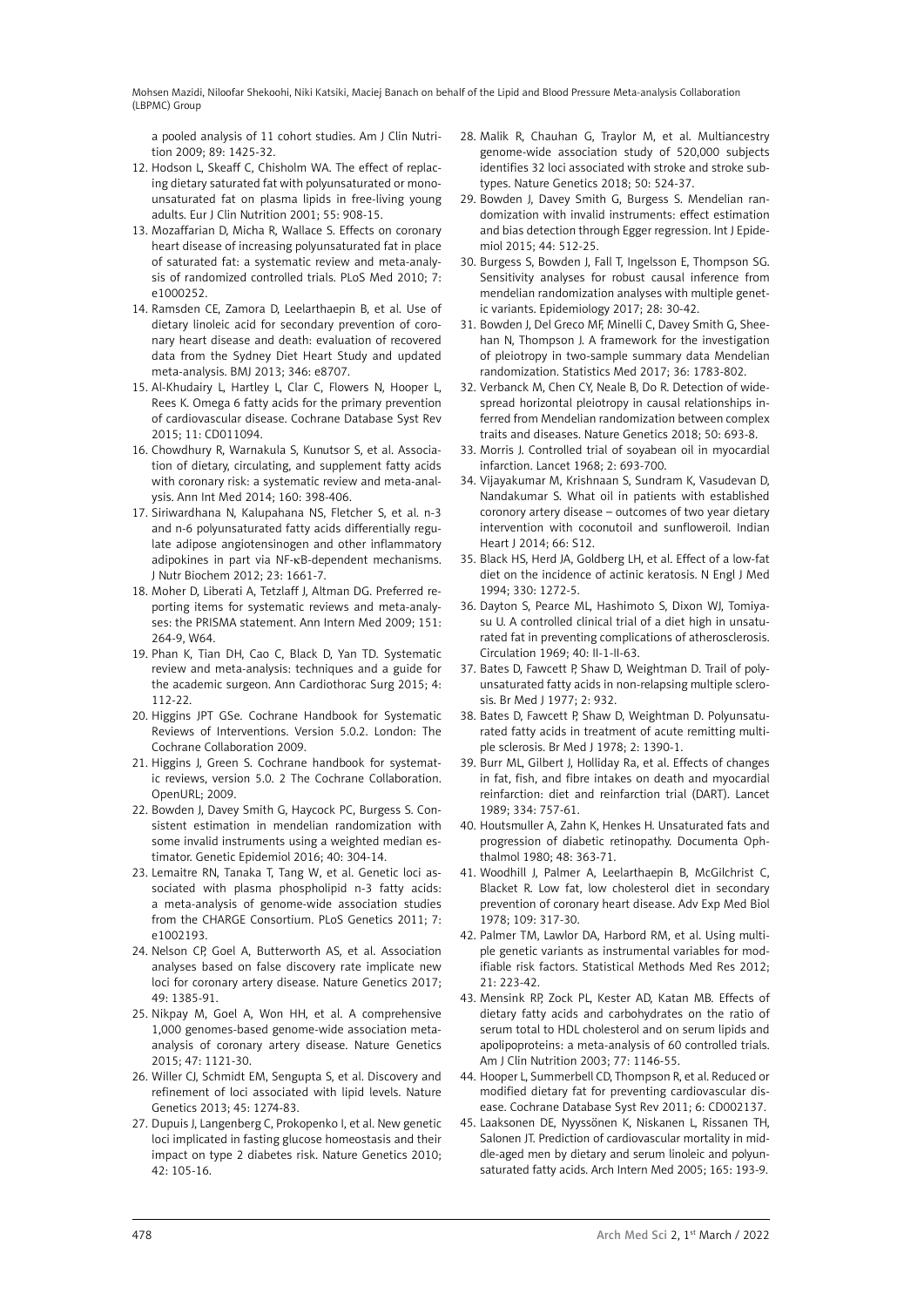a pooled analysis of 11 cohort studies. Am J Clin Nutrition 2009; 89: 1425-32.

12. Hodson L, Skeaff C, Chisholm WA. The effect of replacing dietary saturated fat with polyunsaturated or monounsaturated fat on plasma lipids in free-living young adults. Eur J Clin Nutrition 2001; 55: 908-15.
13. Mozaffarian D, Micha R, Wallace S. Effects on coronary heart disease of increasing polyunsaturated fat in place of saturated fat: a systematic review and meta-analysis of randomized controlled trials. PLoS Med 2010; 7: e1000252.
14. Ramsden CE, Zamora D, Leelarthaepin B, et al. Use of dietary linoleic acid for secondary prevention of coronary heart disease and death: evaluation of recovered data from the Sydney Diet Heart Study and updated meta-analysis. BMJ 2013; 346: e8707.
15. Al-Khudairy L, Hartley L, Clar C, Flowers N, Hooper L, Rees K. Omega 6 fatty acids for the primary prevention of cardiovascular disease. Cochrane Database Syst Rev 2015; 11: CD011094.
16. Chowdhury R, Warnakula S, Kunutsor S, et al. Association of dietary, circulating, and supplement fatty acids with coronary risk: a systematic review and meta-analysis. Ann Int Med 2014; 160: 398-406.
17. Siriwardhana N, Kalupahana NS, Fletcher S, et al. n-3 and n-6 polyunsaturated fatty acids differentially regulate adipose angiotensinogen and other inflammatory adipokines in part via NF-κB-dependent mechanisms. J Nutr Biochem 2012; 23: 1661-7.
18. Moher D, Liberati A, Tetzlaff J, Altman DG. Preferred reporting items for systematic reviews and meta-analyses: the PRISMA statement. Ann Intern Med 2009; 151: 264-9, W64.
19. Phan K, Tian DH, Cao C, Black D, Yan TD. Systematic review and meta-analysis: techniques and a guide for the academic surgeon. Ann Cardiothorac Surg 2015; 4: 112-22.
20. Higgins JPT GSe. Cochrane Handbook for Systematic Reviews of Interventions. Version 5.0.2. London: The Cochrane Collaboration 2009.
21. Higgins J, Green S. Cochrane handbook for systematic reviews, version 5.0. 2 The Cochrane Collaboration. OpenURL; 2009.
22. Bowden J, Davey Smith G, Haycock PC, Burgess S. Consistent estimation in mendelian randomization with some invalid instruments using a weighted median estimator. Genetic Epidemiol 2016; 40: 304-14.
23. Lemaitre RN, Tanaka T, Tang W, et al. Genetic loci associated with plasma phospholipid n-3 fatty acids: a meta-analysis of genome-wide association studies from the CHARGE Consortium. PLoS Genetics 2011; 7: e1002193.
24. Nelson CP, Goel A, Butterworth AS, et al. Association analyses based on false discovery rate implicate new loci for coronary artery disease. Nature Genetics 2017; 49: 1385-91.
25. Nikpay M, Goel A, Won HH, et al. A comprehensive 1,000 genomes-based genome-wide association meta-analysis of coronary artery disease. Nature Genetics 2015; 47: 1121-30.
26. Willer CJ, Schmidt EM, Sengupta S, et al. Discovery and refinement of loci associated with lipid levels. Nature Genetics 2013; 45: 1274-83.
27. Dupuis J, Langenberg C, Prokopenko I, et al. New genetic loci implicated in fasting glucose homeostasis and their impact on type 2 diabetes risk. Nature Genetics 2010; 42: 105-16.
28. Malik R, Chauhan G, Traylor M, et al. Multiancestry genome-wide association study of 520,000 subjects identifies 32 loci associated with stroke and stroke subtypes. Nature Genetics 2018; 50: 524-37.
29. Bowden J, Davey Smith G, Burgess S. Mendelian randomization with invalid instruments: effect estimation and bias detection through Egger regression. Int J Epidemiol 2015; 44: 512-25.
30. Burgess S, Bowden J, Fall T, Ingelsson E, Thompson SG. Sensitivity analyses for robust causal inference from mendelian randomization analyses with multiple genetic variants. Epidemiology 2017; 28: 30-42.
31. Bowden J, Del Greco MF, Minelli C, Davey Smith G, Sheehan N, Thompson J. A framework for the investigation of pleiotropy in two-sample summary data Mendelian randomization. Statistics Med 2017; 36: 1783-802.
32. Verbanck M, Chen CY, Neale B, Do R. Detection of widespread horizontal pleiotropy in causal relationships inferred from Mendelian randomization between complex traits and diseases. Nature Genetics 2018; 50: 693-8.
33. Morris J. Controlled trial of soyabean oil in myocardial infarction. Lancet 1968; 2: 693-700.
34. Vijayakumar M, Krishnaan S, Sundram K, Vasudevan D, Nandakumar S. What oil in patients with established coronory artery disease – outcomes of two year dietary intervention with coconutoil and sunfloweroil. Indian Heart J 2014; 66: S12.
35. Black HS, Herd JA, Goldberg LH, et al. Effect of a low-fat diet on the incidence of actinic keratosis. N Engl J Med 1994; 330: 1272-5.
36. Dayton S, Pearce ML, Hashimoto S, Dixon WJ, Tomiyasu U. A controlled clinical trial of a diet high in unsaturated fat in preventing complications of atherosclerosis. Circulation 1969; 40: II-1-II-63.
37. Bates D, Fawcett P, Shaw D, Weightman D. Trail of polyunsaturated fatty acids in non-relapsing multiple sclerosis. Br Med J 1977; 2: 932.
38. Bates D, Fawcett P, Shaw D, Weightman D. Polyunsaturated fatty acids in treatment of acute remitting multiple sclerosis. Br Med J 1978; 2: 1390-1.
39. Burr ML, Gilbert J, Holliday Ra, et al. Effects of changes in fat, fish, and fibre intakes on death and myocardial reinfarction: diet and reinfarction trial (DART). Lancet 1989; 334: 757-61.
40. Houtsmuller A, Zahn K, Henkes H. Unsaturated fats and progression of diabetic retinopathy. Documenta Ophthalmol 1980; 48: 363-71.
41. Woodhill J, Palmer A, Leelarthaepin B, McGilchrist C, Blacket R. Low fat, low cholesterol diet in secondary prevention of coronary heart disease. Adv Exp Med Biol 1978; 109: 317-30.
42. Palmer TM, Lawlor DA, Harbord RM, et al. Using multiple genetic variants as instrumental variables for modifiable risk factors. Statistical Methods Med Res 2012; 21: 223-42.
43. Mensink RP, Zock PL, Kester AD, Katan MB. Effects of dietary fatty acids and carbohydrates on the ratio of serum total to HDL cholesterol and on serum lipids and apolipoproteins: a meta-analysis of 60 controlled trials. Am J Clin Nutrition 2003; 77: 1146-55.
44. Hooper L, Summerbell CD, Thompson R, et al. Reduced or modified dietary fat for preventing cardiovascular disease. Cochrane Database Syst Rev 2011; 6: CD002137.
45. Laaksonen DE, Nyyssönen K, Niskanen L, Rissanen TH, Salonen JT. Prediction of cardiovascular mortality in middle-aged men by dietary and serum linoleic and polyunsaturated fatty acids. Arch Intern Med 2005; 165: 193-9.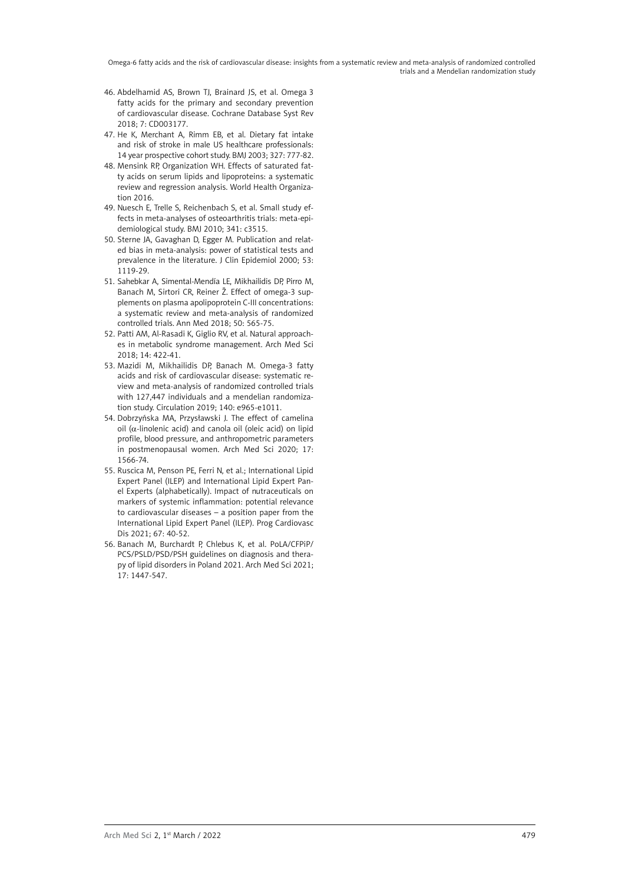46. Abdelhamid AS, Brown TJ, Brainard JS, et al. Omega 3 fatty acids for the primary and secondary prevention of cardiovascular disease. Cochrane Database Syst Rev 2018; 7: CD003177.
47. He K, Merchant A, Rimm EB, et al. Dietary fat intake and risk of stroke in male US healthcare professionals: 14 year prospective cohort study. BMJ 2003; 327: 777-82.
48. Mensink RP, Organization WH. Effects of saturated fatty acids on serum lipids and lipoproteins: a systematic review and regression analysis. World Health Organization 2016.
49. Nuesch E, Trelle S, Reichenbach S, et al. Small study effects in meta-analyses of osteoarthritis trials: meta-epidemiological study. BMJ 2010; 341: c3515.
50. Sterne JA, Gavaghan D, Egger M. Publication and related bias in meta-analysis: power of statistical tests and prevalence in the literature. J Clin Epidemiol 2000; 53: 1119-29.
51. Sahebkar A, Simental-Mendía LE, Mikhailidis DP, Pirro M, Banach M, Sirtori CR, Reiner Ž. Effect of omega-3 supplements on plasma apolipoprotein C-III concentrations: a systematic review and meta-analysis of randomized controlled trials. Ann Med 2018; 50: 565-75.
52. Patti AM, Al-Rasadi K, Giglio RV, et al. Natural approaches in metabolic syndrome management. Arch Med Sci 2018; 14: 422-41.
53. Mazidi M, Mikhailidis DP, Banach M. Omega-3 fatty acids and risk of cardiovascular disease: systematic review and meta-analysis of randomized controlled trials with 127,447 individuals and a mendelian randomization study. Circulation 2019; 140: e965-e1011.
54. Dobrzyńska MA, Przysławski J. The effect of camelina oil (α-linolenic acid) and canola oil (oleic acid) on lipid profile, blood pressure, and anthropometric parameters in postmenopausal women. Arch Med Sci 2020; 17: 1566-74.
55. Ruscica M, Penson PE, Ferri N, et al.; International Lipid Expert Panel (ILEP) and International Lipid Expert Panel Experts (alphabetically). Impact of nutraceuticals on markers of systemic inflammation: potential relevance to cardiovascular diseases – a position paper from the International Lipid Expert Panel (ILEP). Prog Cardiovasc Dis 2021; 67: 40-52.
56. Banach M, Burchardt P, Chlebus K, et al. PoLA/CFPiP/PCS/PSLD/PSD/PSH guidelines on diagnosis and therapy of lipid disorders in Poland 2021. Arch Med Sci 2021; 17: 1447-547.